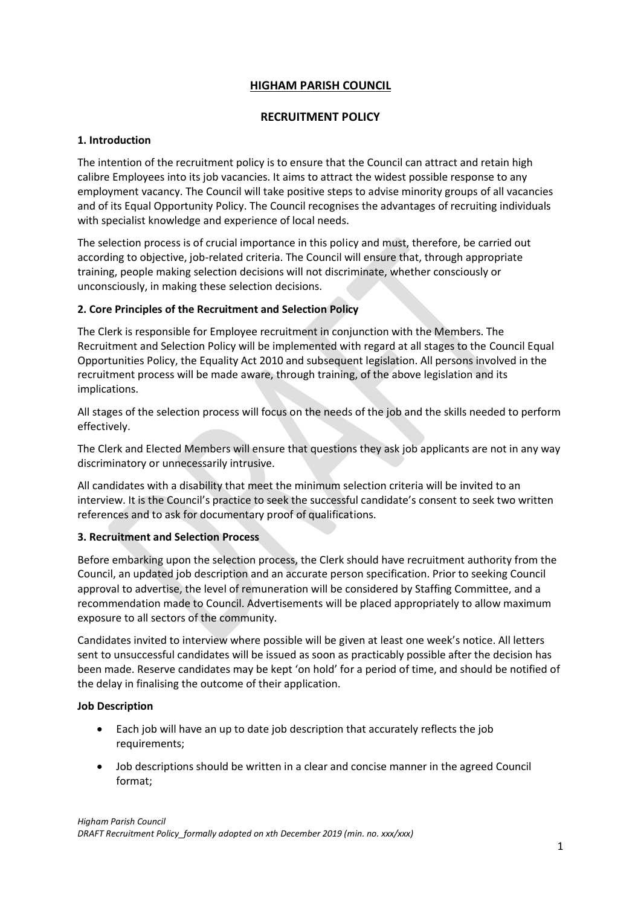# HIGHAM PARISH COUNCIL

## RECRUITMENT POLICY

### 1. Introduction

The intention of the recruitment policy is to ensure that the Council can attract and retain high calibre Employees into its job vacancies. It aims to attract the widest possible response to any employment vacancy. The Council will take positive steps to advise minority groups of all vacancies and of its Equal Opportunity Policy. The Council recognises the advantages of recruiting individuals with specialist knowledge and experience of local needs.

The selection process is of crucial importance in this policy and must, therefore, be carried out according to objective, job-related criteria. The Council will ensure that, through appropriate training, people making selection decisions will not discriminate, whether consciously or unconsciously, in making these selection decisions.

### 2. Core Principles of the Recruitment and Selection Policy

The Clerk is responsible for Employee recruitment in conjunction with the Members. The Recruitment and Selection Policy will be implemented with regard at all stages to the Council Equal Opportunities Policy, the Equality Act 2010 and subsequent legislation. All persons involved in the recruitment process will be made aware, through training, of the above legislation and its implications.

All stages of the selection process will focus on the needs of the job and the skills needed to perform effectively.

The Clerk and Elected Members will ensure that questions they ask job applicants are not in any way discriminatory or unnecessarily intrusive.

All candidates with a disability that meet the minimum selection criteria will be invited to an interview. It is the Council's practice to seek the successful candidate's consent to seek two written references and to ask for documentary proof of qualifications.

### 3. Recruitment and Selection Process

Before embarking upon the selection process, the Clerk should have recruitment authority from the Council, an updated job description and an accurate person specification. Prior to seeking Council approval to advertise, the level of remuneration will be considered by Staffing Committee, and a recommendation made to Council. Advertisements will be placed appropriately to allow maximum exposure to all sectors of the community.

Candidates invited to interview where possible will be given at least one week's notice. All letters sent to unsuccessful candidates will be issued as soon as practicably possible after the decision has been made. Reserve candidates may be kept 'on hold' for a period of time, and should be notified of the delay in finalising the outcome of their application.

**Job Description**

- Each job will have an up to date job description that accurately reflects the job requirements;
- Job descriptions should be written in a clear and concise manner in the agreed Council format;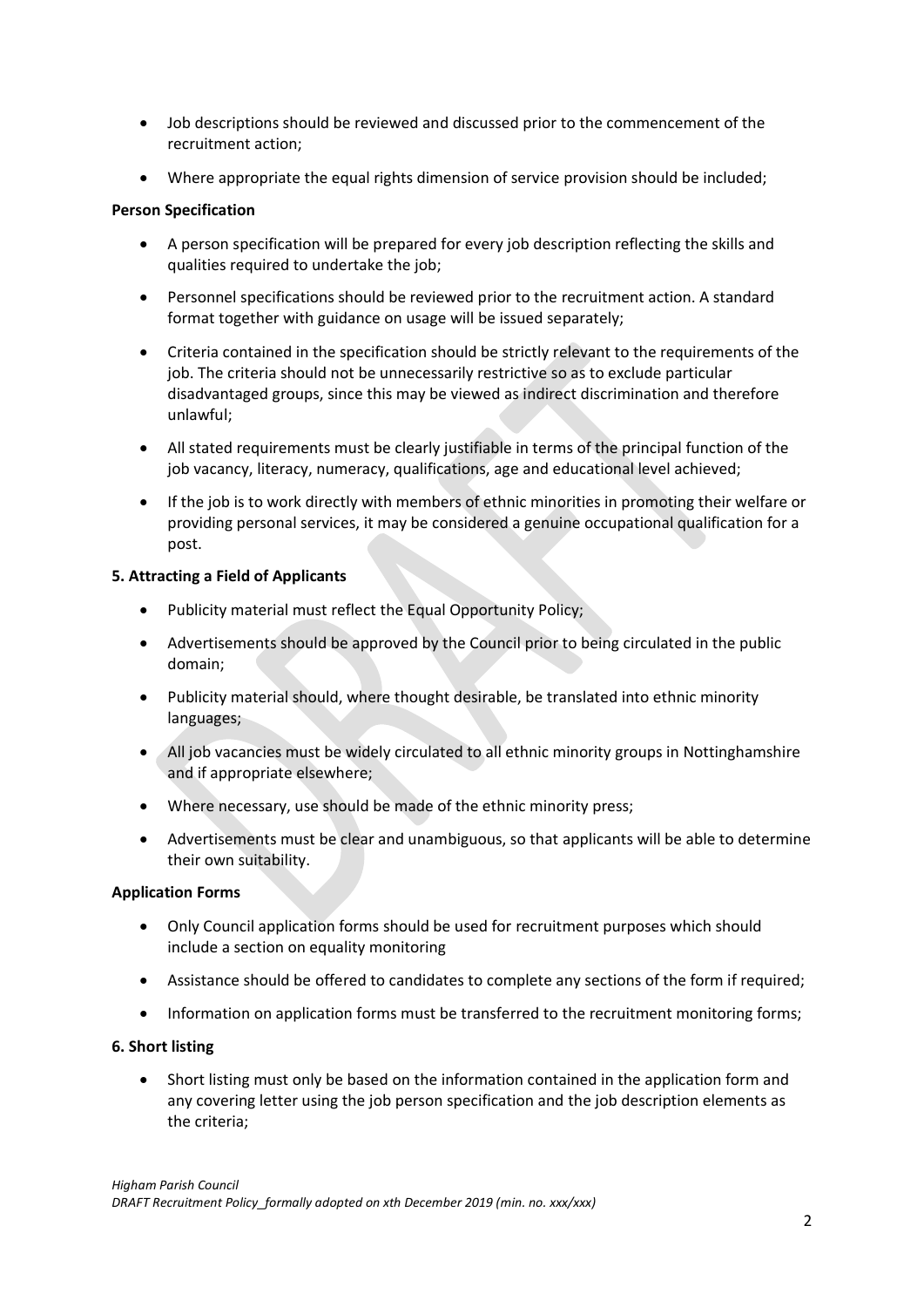- Job descriptions should be reviewed and discussed prior to the commencement of the recruitment action;
- Where appropriate the equal rights dimension of service provision should be included;

**Person Specification**

- A person specification will be prepared for every job description reflecting the skills and qualities required to undertake the job;
- Personnel specifications should be reviewed prior to the recruitment action. A standard format together with guidance on usage will be issued separately;
- Criteria contained in the specification should be strictly relevant to the requirements of the job. The criteria should not be unnecessarily restrictive so as to exclude particular disadvantaged groups, since this may be viewed as indirect discrimination and therefore unlawful;
- All stated requirements must be clearly justifiable in terms of the principal function of the job vacancy, literacy, numeracy, qualifications, age and educational level achieved;
- If the job is to work directly with members of ethnic minorities in promoting their welfare or providing personal services, it may be considered a genuine occupational qualification for a post.

**5. Attracting a Field of Applicants**

- Publicity material must reflect the Equal Opportunity Policy;
- Advertisements should be approved by the Council prior to being circulated in the public domain;
- Publicity material should, where thought desirable, be translated into ethnic minority languages;
- All job vacancies must be widely circulated to all ethnic minority groups in Nottinghamshire and if appropriate elsewhere;
- Where necessary, use should be made of the ethnic minority press;
- Advertisements must be clear and unambiguous, so that applicants will be able to determine their own suitability.

**Application Forms**

- Only Council application forms should be used for recruitment purposes which should include a section on equality monitoring
- Assistance should be offered to candidates to complete any sections of the form if required;
- Information on application forms must be transferred to the recruitment monitoring forms;

**6. Short listing**

- Short listing must only be based on the information contained in the application form and any covering letter using the job person specification and the job description elements as the criteria;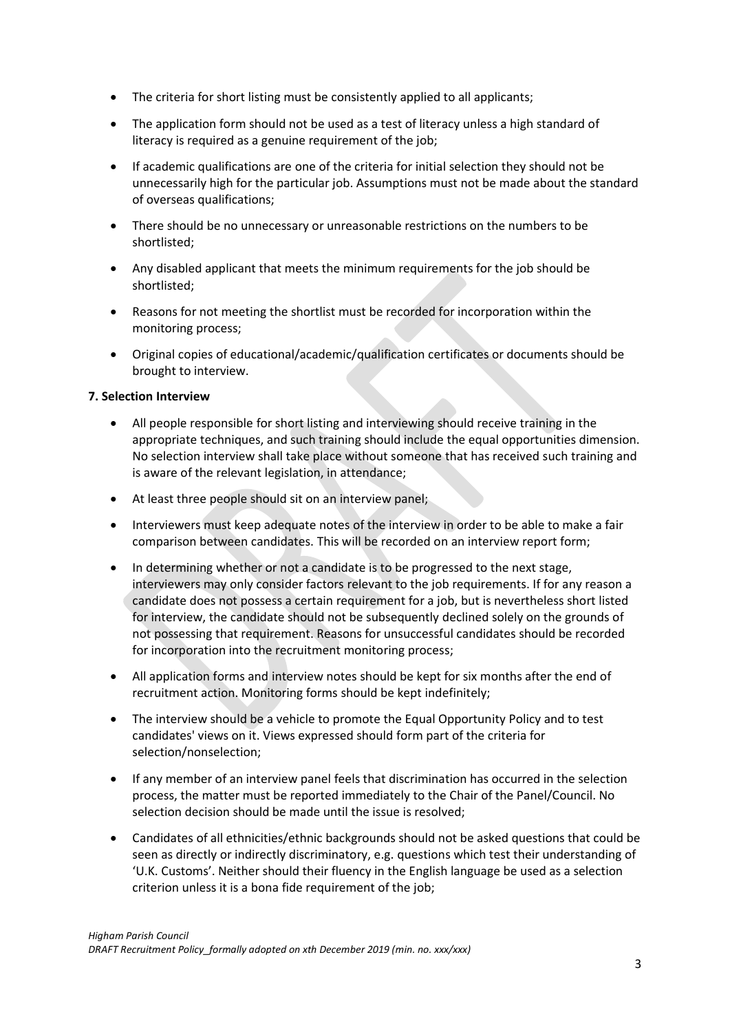- The criteria for short listing must be consistently applied to all applicants;
- The application form should not be used as a test of literacy unless a high standard of literacy is required as a genuine requirement of the job;
- If academic qualifications are one of the criteria for initial selection they should not be unnecessarily high for the particular job. Assumptions must not be made about the standard of overseas qualifications;
- There should be no unnecessary or unreasonable restrictions on the numbers to be shortlisted;
- Any disabled applicant that meets the minimum requirements for the job should be shortlisted;
- Reasons for not meeting the shortlist must be recorded for incorporation within the monitoring process;
- Original copies of educational/academic/qualification certificates or documents should be brought to interview.

**7. Selection Interview**

- All people responsible for short listing and interviewing should receive training in the appropriate techniques, and such training should include the equal opportunities dimension. No selection interview shall take place without someone that has received such training and is aware of the relevant legislation, in attendance;
- At least three people should sit on an interview panel;
- Interviewers must keep adequate notes of the interview in order to be able to make a fair comparison between candidates. This will be recorded on an interview report form;
- In determining whether or not a candidate is to be progressed to the next stage, interviewers may only consider factors relevant to the job requirements. If for any reason a candidate does not possess a certain requirement for a job, but is nevertheless short listed for interview, the candidate should not be subsequently declined solely on the grounds of not possessing that requirement. Reasons for unsuccessful candidates should be recorded for incorporation into the recruitment monitoring process;
- All application forms and interview notes should be kept for six months after the end of recruitment action. Monitoring forms should be kept indefinitely;
- The interview should be a vehicle to promote the Equal Opportunity Policy and to test candidates' views on it. Views expressed should form part of the criteria for selection/nonselection;
- If any member of an interview panel feels that discrimination has occurred in the selection process, the matter must be reported immediately to the Chair of the Panel/Council. No selection decision should be made until the issue is resolved;
- Candidates of all ethnicities/ethnic backgrounds should not be asked questions that could be seen as directly or indirectly discriminatory, e.g. questions which test their understanding of 'U.K. Customs'. Neither should their fluency in the English language be used as a selection criterion unless it is a bona fide requirement of the job;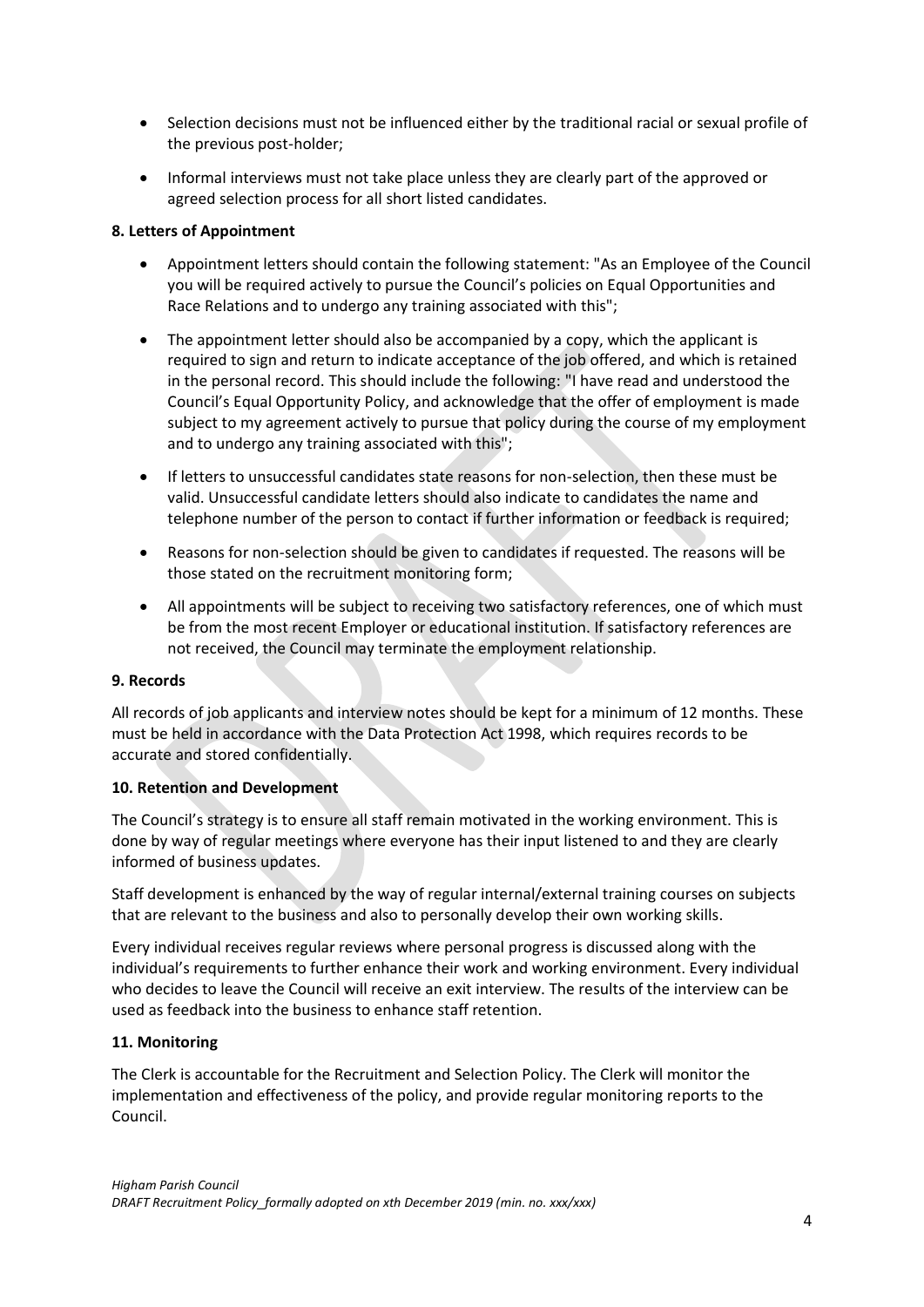- Selection decisions must not be influenced either by the traditional racial or sexual profile of the previous post-holder;
- Informal interviews must not take place unless they are clearly part of the approved or agreed selection process for all short listed candidates.

**8. Letters of Appointment**

- Appointment letters should contain the following statement: "As an Employee of the Council you will be required actively to pursue the Council's policies on Equal Opportunities and Race Relations and to undergo any training associated with this";
- The appointment letter should also be accompanied by a copy, which the applicant is required to sign and return to indicate acceptance of the job offered, and which is retained in the personal record. This should include the following: "I have read and understood the Council's Equal Opportunity Policy, and acknowledge that the offer of employment is made subject to my agreement actively to pursue that policy during the course of my employment and to undergo any training associated with this";
- If letters to unsuccessful candidates state reasons for non-selection, then these must be valid. Unsuccessful candidate letters should also indicate to candidates the name and telephone number of the person to contact if further information or feedback is required;
- Reasons for non-selection should be given to candidates if requested. The reasons will be those stated on the recruitment monitoring form;
- All appointments will be subject to receiving two satisfactory references, one of which must be from the most recent Employer or educational institution. If satisfactory references are not received, the Council may terminate the employment relationship.

**9. Records**

All records of job applicants and interview notes should be kept for a minimum of 12 months. These must be held in accordance with the Data Protection Act 1998, which requires records to be accurate and stored confidentially.

**10. Retention and Development**

The Council's strategy is to ensure all staff remain motivated in the working environment. This is done by way of regular meetings where everyone has their input listened to and they are clearly informed of business updates.

Staff development is enhanced by the way of regular internal/external training courses on subjects that are relevant to the business and also to personally develop their own working skills.

Every individual receives regular reviews where personal progress is discussed along with the individual's requirements to further enhance their work and working environment. Every individual who decides to leave the Council will receive an exit interview. The results of the interview can be used as feedback into the business to enhance staff retention.

**11. Monitoring**

The Clerk is accountable for the Recruitment and Selection Policy. The Clerk will monitor the implementation and effectiveness of the policy, and provide regular monitoring reports to the Council.